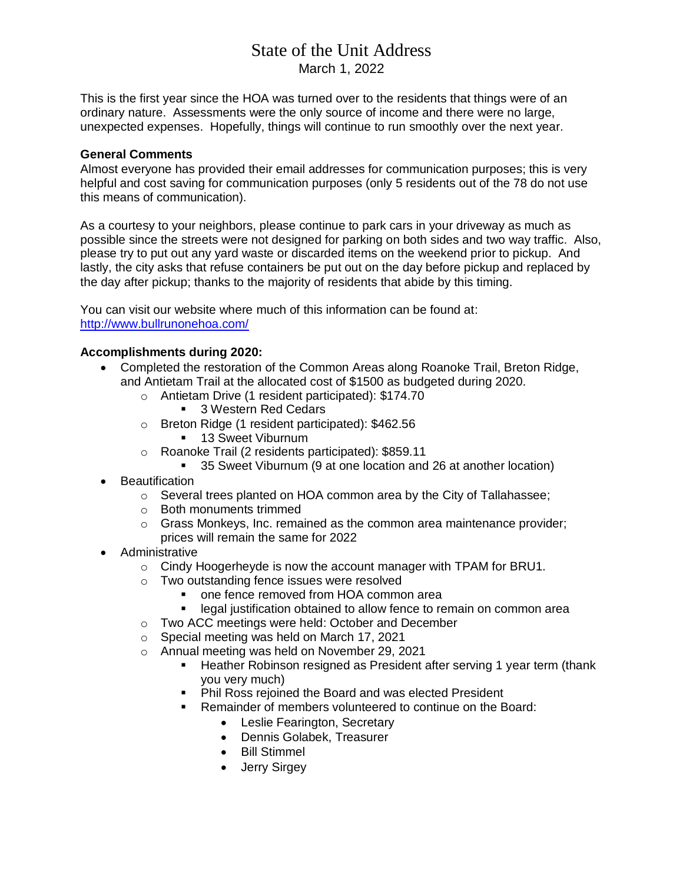# State of the Unit Address

March 1, 2022

This is the first year since the HOA was turned over to the residents that things were of an ordinary nature. Assessments were the only source of income and there were no large, unexpected expenses. Hopefully, things will continue to run smoothly over the next year.

**General Comments**

Almost everyone has provided their email addresses for communication purposes; this is very helpful and cost saving for communication purposes (only 5 residents out of the 78 do not use this means of communication).

As a courtesy to your neighbors, please continue to park cars in your driveway as much as possible since the streets were not designed for parking on both sides and two way traffic. Also, please try to put out any yard waste or discarded items on the weekend prior to pickup. And lastly, the city asks that refuse containers be put out on the day before pickup and replaced by the day after pickup; thanks to the majority of residents that abide by this timing.

You can visit our website where much of this information can be found at: [http://www.bullrunonehoa.com/](http://www.bullrunonehoa.com/)

**Accomplishments during 2020:**

- Completed the restoration of the Common Areas along Roanoke Trail, Breton Ridge, and Antietam Trail at the allocated cost of $1500 as budgeted during 2020.
  - Antietam Drive (1 resident participated): $174.70
    - 3 Western Red Cedars
  - Breton Ridge (1 resident participated): $462.56
    - 13 Sweet Viburnum
  - Roanoke Trail (2 residents participated): $859.11
    - 35 Sweet Viburnum (9 at one location and 26 at another location)
- Beautification
  - Several trees planted on HOA common area by the City of Tallahassee;
  - Both monuments trimmed
  - Grass Monkeys, Inc. remained as the common area maintenance provider; prices will remain the same for 2022
- Administrative
  - Cindy Hoogerheyde is now the account manager with TPAM for BRU1.
  - Two outstanding fence issues were resolved
    - one fence removed from HOA common area
    - legal justification obtained to allow fence to remain on common area
  - Two ACC meetings were held: October and December
  - Special meeting was held on March 17, 2021
  - Annual meeting was held on November 29, 2021
    - Heather Robinson resigned as President after serving 1 year term (thank you very much)
    - Phil Ross rejoined the Board and was elected President
    - Remainder of members volunteered to continue on the Board:
      - Leslie Fearington, Secretary
      - Dennis Golabek, Treasurer
      - Bill Stimmel
      - Jerry Sirgey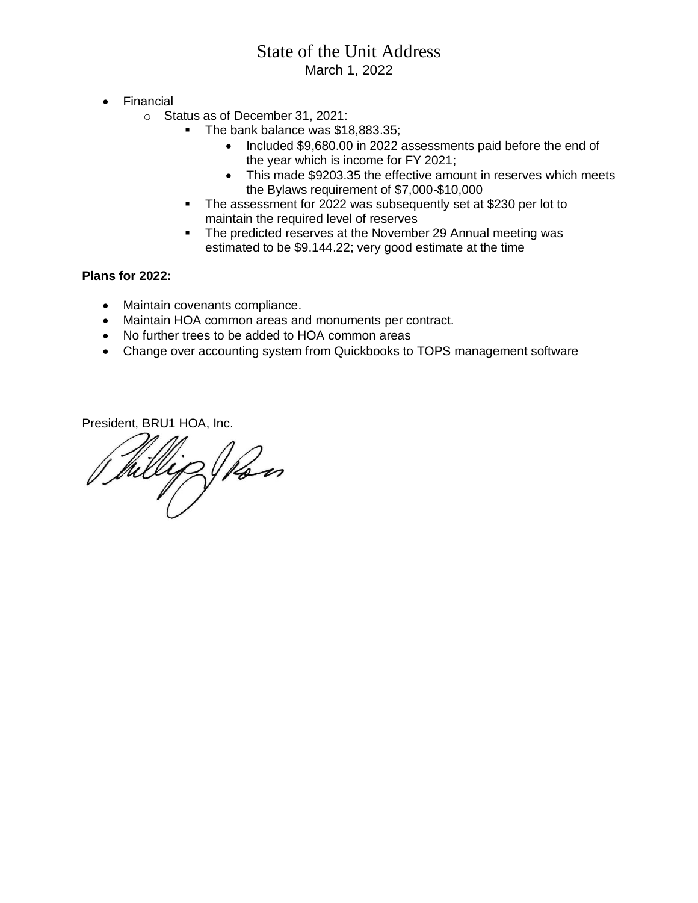# State of the Unit Address

March 1, 2022

- Financial
  - Status as of December 31, 2021:
    - The bank balance was $18,883.35;
      - Included $9,680.00 in 2022 assessments paid before the end of the year which is income for FY 2021;
      - This made $9203.35 the effective amount in reserves which meets the Bylaws requirement of $7,000-$10,000
    - The assessment for 2022 was subsequently set at $230 per lot to maintain the required level of reserves
    - The predicted reserves at the November 29 Annual meeting was estimated to be $9.144.22; very good estimate at the time

**Plans for 2022:**

- Maintain covenants compliance.
- Maintain HOA common areas and monuments per contract.
- No further trees to be added to HOA common areas
- Change over accounting system from Quickbooks to TOPS management software

President, BRU1 HOA, Inc.